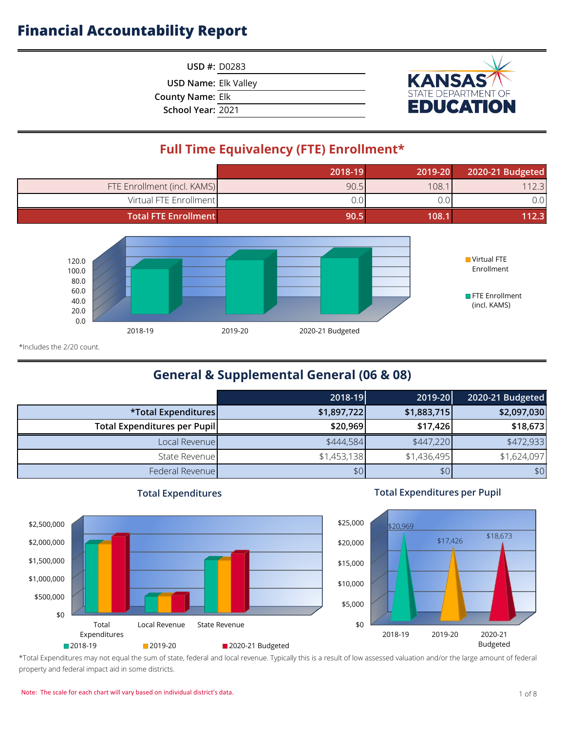# Financial Accountability Report

USD #: D0283

USD Name: Elk Valley

County Name: Elk

School Year: 2021

KANSAS STATE DEPARTMENT OF EDUCATION

## Full Time Equivalency (FTE) Enrollment*

| | 2018-19 | 2019-20 | 2020-21 Budgeted |
|---|---|---|---|
| FTE Enrollment (incl. KAMS) | 90.5 | 108.1 | 112.3 |
| Virtual FTE Enrollment | 0.0 | 0.0 | 0.0 |
| **Total FTE Enrollment** | **90.5** | **108.1** | **112.3** |

*Includes the 2/20 count.

## General & Supplemental General (06 & 08)

| | 2018-19 | 2019-20 | 2020-21 Budgeted |
|---|---|---|---|
| ***Total Expenditures** | **$1,897,722** | **$1,883,715** | **$2,097,030** |
| **Total Expenditures per Pupil** | **$20,969** | **$17,426** | **$18,673** |
| Local Revenue | $444,584 | $447,220 | $472,933 |
| State Revenue | $1,453,138 | $1,436,495 | $1,624,097 |
| Federal Revenue | $0 | $0 | $0 |

### Total Expenditures

### Total Expenditures per Pupil

*Total Expenditures may not equal the sum of state, federal and local revenue. Typically this is a result of low assessed valuation and/or the large amount of federal property and federal impact aid in some districts.

Note: The scale for each chart will vary based on individual district's data.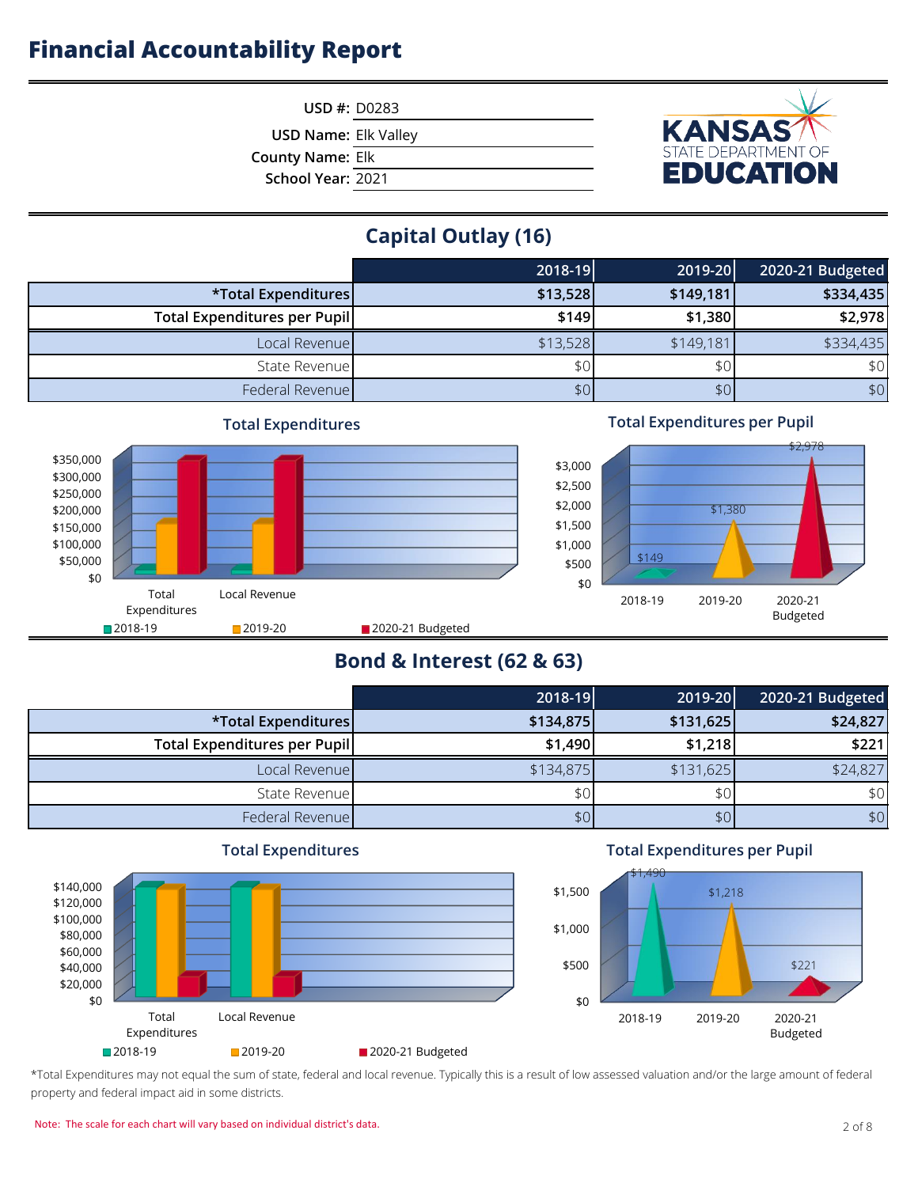# Financial Accountability Report

USD #: D0283
USD Name: Elk Valley
County Name: Elk
School Year: 2021

## Capital Outlay (16)

| | 2018-19 | 2019-20 | 2020-21 Budgeted |
|---|---|---|---|
| **\*Total Expenditures** | **$13,528** | **$149,181** | **$334,435** |
| **Total Expenditures per Pupil** | **$149** | **$1,380** | **$2,978** |
| Local Revenue | $13,528 | $149,181 | $334,435 |
| State Revenue | $0 | $0 | $0 |
| Federal Revenue | $0 | $0 | $0 |

## Bond & Interest (62 & 63)

| | 2018-19 | 2019-20 | 2020-21 Budgeted |
|---|---|---|---|
| **\*Total Expenditures** | **$134,875** | **$131,625** | **$24,827** |
| **Total Expenditures per Pupil** | **$1,490** | **$1,218** | **$221** |
| Local Revenue | $134,875 | $131,625 | $24,827 |
| State Revenue | $0 | $0 | $0 |
| Federal Revenue | $0 | $0 | $0 |

*Total Expenditures may not equal the sum of state, federal and local revenue. Typically this is a result of low assessed valuation and/or the large amount of federal property and federal impact aid in some districts.

Note: The scale for each chart will vary based on individual district's data.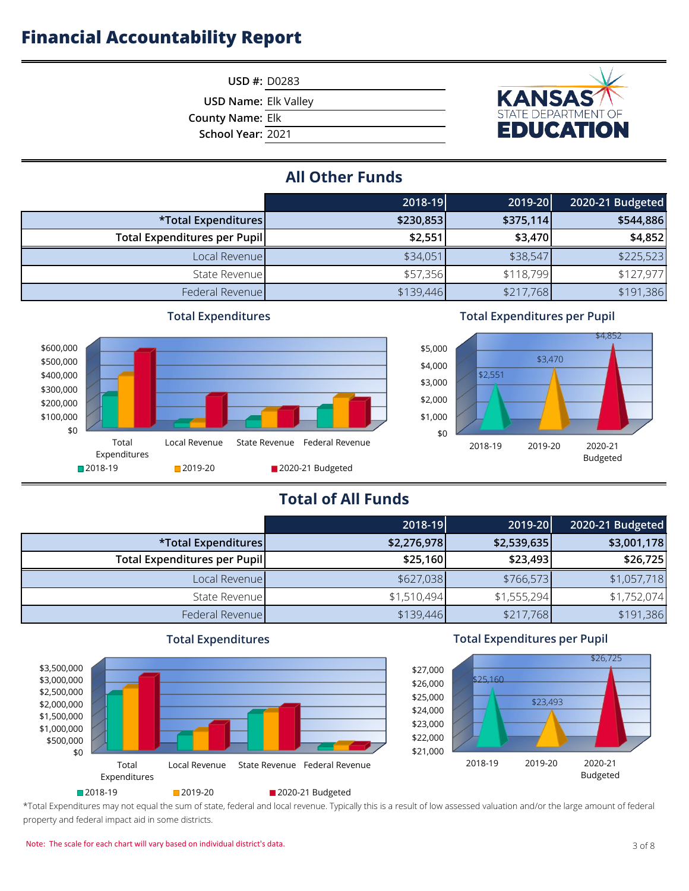# Financial Accountability Report

USD #: D0283

USD Name: Elk Valley

County Name: Elk

School Year: 2021

## All Other Funds

| | 2018-19 | 2019-20 | 2020-21 Budgeted |
|---|---|---|---|
| **\*Total Expenditures** | **$230,853** | **$375,114** | **$544,886** |
| **Total Expenditures per Pupil** | **$2,551** | **$3,470** | **$4,852** |
| Local Revenue | $34,051 | $38,547 | $225,523 |
| State Revenue | $57,356 | $118,799 | $127,977 |
| Federal Revenue | $139,446 | $217,768 | $191,386 |

### Total Expenditures

### Total Expenditures per Pupil

## Total of All Funds

| | 2018-19 | 2019-20 | 2020-21 Budgeted |
|---|---|---|---|
| **\*Total Expenditures** | **$2,276,978** | **$2,539,635** | **$3,001,178** |
| **Total Expenditures per Pupil** | **$25,160** | **$23,493** | **$26,725** |
| Local Revenue | $627,038 | $766,573 | $1,057,718 |
| State Revenue | $1,510,494 | $1,555,294 | $1,752,074 |
| Federal Revenue | $139,446 | $217,768 | $191,386 |

### Total Expenditures

### Total Expenditures per Pupil

*Total Expenditures may not equal the sum of state, federal and local revenue. Typically this is a result of low assessed valuation and/or the large amount of federal property and federal impact aid in some districts.

Note: The scale for each chart will vary based on individual district's data.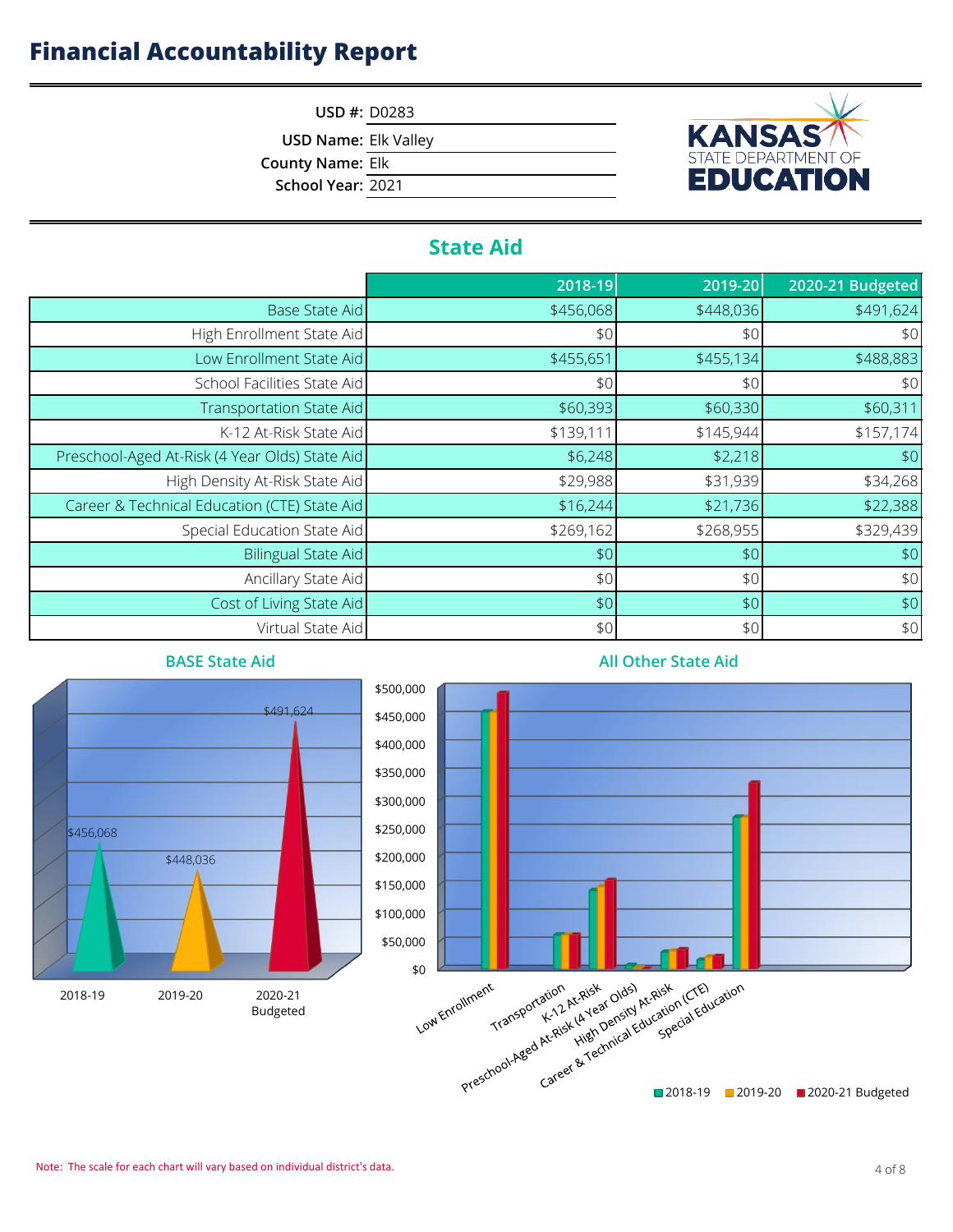# Financial Accountability Report

**USD #:** D0283
**USD Name:** Elk Valley
**County Name:** Elk
**School Year:** 2021

KANSAS STATE DEPARTMENT OF EDUCATION

## State Aid

| | 2018-19 | 2019-20 | 2020-21 Budgeted |
|---|---|---|---|
| Base State Aid | $456,068 | $448,036 | $491,624 |
| High Enrollment State Aid | $0 | $0 | $0 |
| Low Enrollment State Aid | $455,651 | $455,134 | $488,883 |
| School Facilities State Aid | $0 | $0 | $0 |
| Transportation State Aid | $60,393 | $60,330 | $60,311 |
| K-12 At-Risk State Aid | $139,111 | $145,944 | $157,174 |
| Preschool-Aged At-Risk (4 Year Olds) State Aid | $6,248 | $2,218 | $0 |
| High Density At-Risk State Aid | $29,988 | $31,939 | $34,268 |
| Career & Technical Education (CTE) State Aid | $16,244 | $21,736 | $22,388 |
| Special Education State Aid | $269,162 | $268,955 | $329,439 |
| Bilingual State Aid | $0 | $0 | $0 |
| Ancillary State Aid | $0 | $0 | $0 |
| Cost of Living State Aid | $0 | $0 | $0 |
| Virtual State Aid | $0 | $0 | $0 |

### BASE State Aid

### All Other State Aid

Note: The scale for each chart will vary based on individual district's data.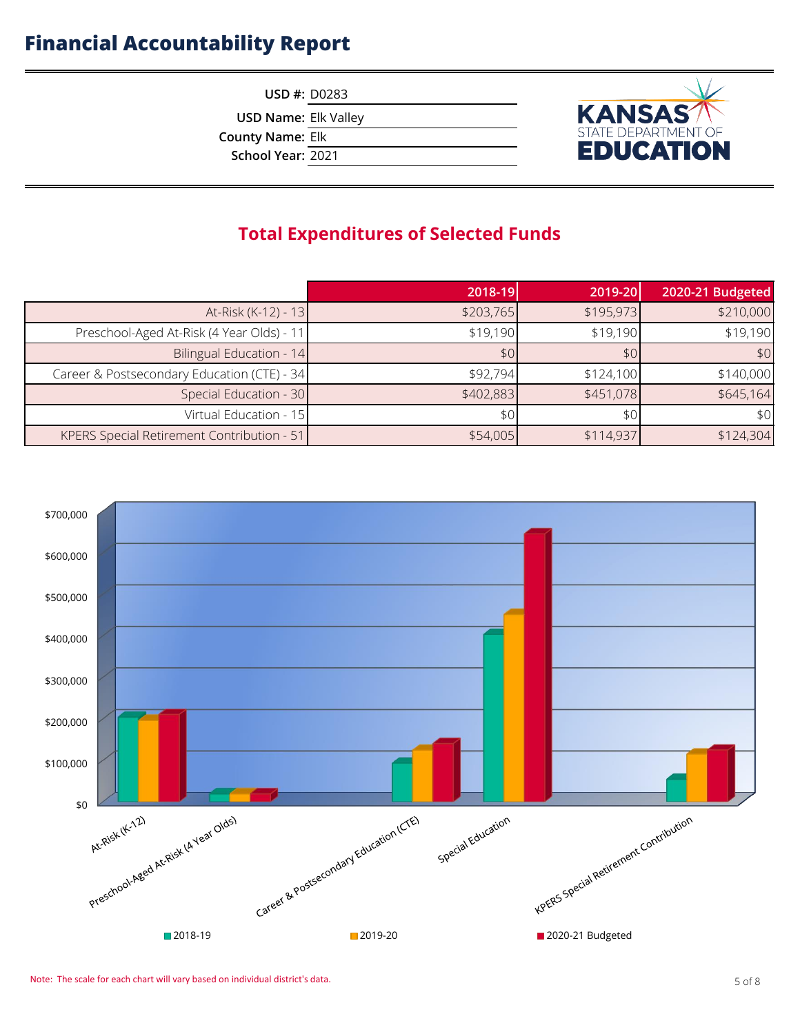# Financial Accountability Report

**USD #:** D0283
**USD Name:** Elk Valley
**County Name:** Elk
**School Year:** 2021

KANSAS STATE DEPARTMENT OF EDUCATION

## Total Expenditures of Selected Funds

| | 2018-19 | 2019-20 | 2020-21 Budgeted |
|---|---|---|---|
| At-Risk (K-12) - 13 | $203,765 | $195,973 | $210,000 |
| Preschool-Aged At-Risk (4 Year Olds) - 11 | $19,190 | $19,190 | $19,190 |
| Bilingual Education - 14 | $0 | $0 | $0 |
| Career & Postsecondary Education (CTE) - 34 | $92,794 | $124,100 | $140,000 |
| Special Education - 30 | $402,883 | $451,078 | $645,164 |
| Virtual Education - 15 | $0 | $0 | $0 |
| KPERS Special Retirement Contribution - 51 | $54,005 | $114,937 | $124,304 |

Note: The scale for each chart will vary based on individual district's data.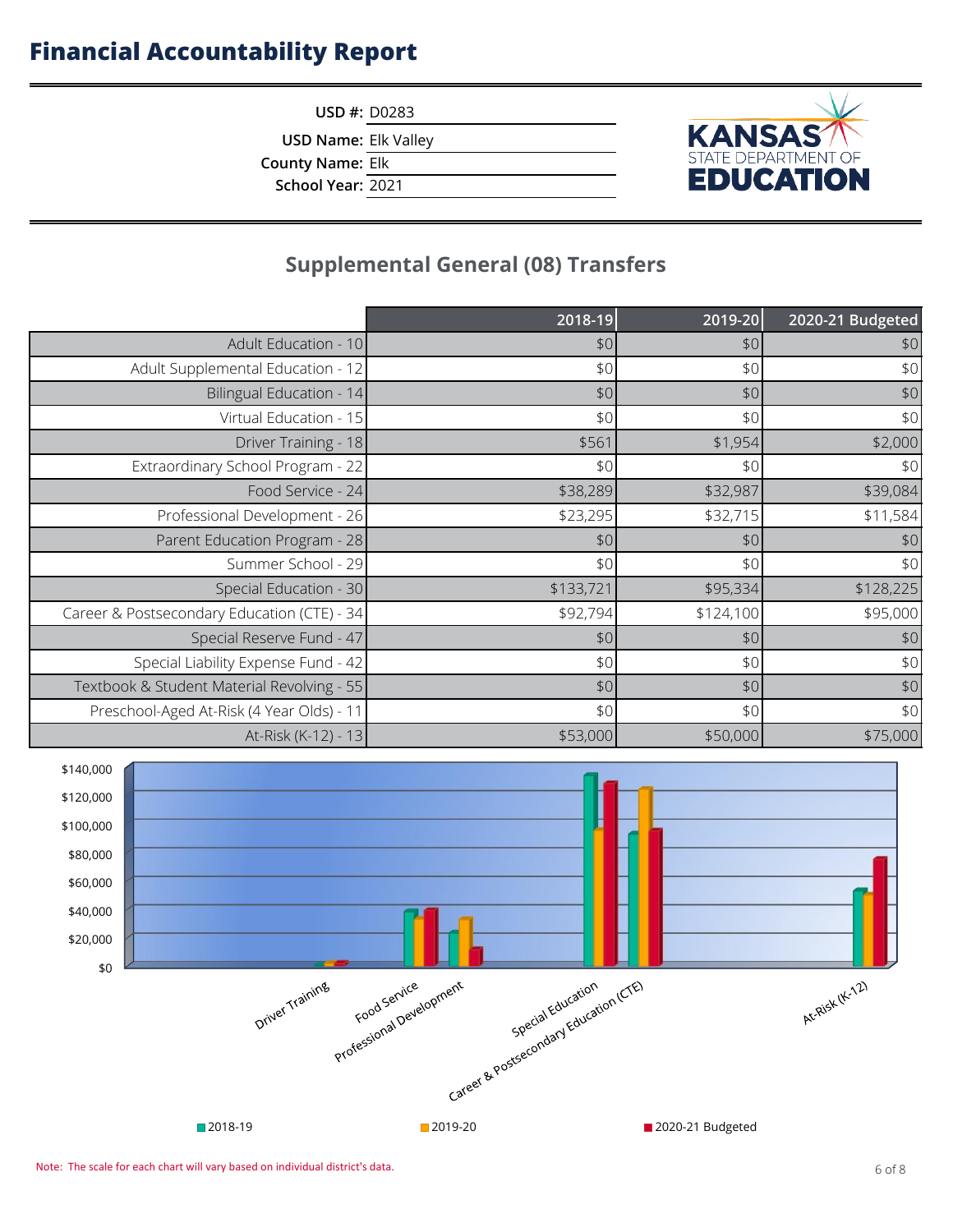# Financial Accountability Report

**USD #:** D0283

**USD Name:** Elk Valley

**County Name:** Elk

**School Year:** 2021

## Supplemental General (08) Transfers

| | 2018-19 | 2019-20 | 2020-21 Budgeted |
|---|---|---|---|
| Adult Education - 10 | $0 | $0 | $0 |
| Adult Supplemental Education - 12 | $0 | $0 | $0 |
| Bilingual Education - 14 | $0 | $0 | $0 |
| Virtual Education - 15 | $0 | $0 | $0 |
| Driver Training - 18 | $561 | $1,954 | $2,000 |
| Extraordinary School Program - 22 | $0 | $0 | $0 |
| Food Service - 24 | $38,289 | $32,987 | $39,084 |
| Professional Development - 26 | $23,295 | $32,715 | $11,584 |
| Parent Education Program - 28 | $0 | $0 | $0 |
| Summer School - 29 | $0 | $0 | $0 |
| Special Education - 30 | $133,721 | $95,334 | $128,225 |
| Career & Postsecondary Education (CTE) - 34 | $92,794 | $124,100 | $95,000 |
| Special Reserve Fund - 47 | $0 | $0 | $0 |
| Special Liability Expense Fund - 42 | $0 | $0 | $0 |
| Textbook & Student Material Revolving - 55 | $0 | $0 | $0 |
| Preschool-Aged At-Risk (4 Year Olds) - 11 | $0 | $0 | $0 |
| At-Risk (K-12) - 13 | $53,000 | $50,000 | $75,000 |

Note: The scale for each chart will vary based on individual district's data.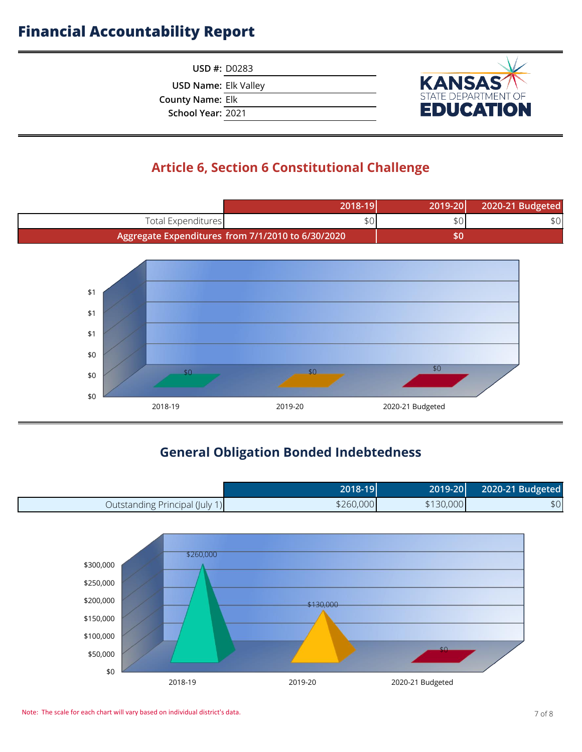# Financial Accountability Report

**USD #:** D0283
**USD Name:** Elk Valley
**County Name:** Elk
**School Year:** 2021

KANSAS STATE DEPARTMENT OF EDUCATION

## Article 6, Section 6 Constitutional Challenge

| | 2018-19 | 2019-20 | 2020-21 Budgeted |
|---|---|---|---|
| Total Expenditures | $0 | $0 | $0 |
| Aggregate Expenditures from 7/1/2010 to 6/30/2020 | | $0 | |

## General Obligation Bonded Indebtedness

| | 2018-19 | 2019-20 | 2020-21 Budgeted |
|---|---|---|---|
| Outstanding Principal (July 1) | $260,000 | $130,000 | $0 |

Note: The scale for each chart will vary based on individual district's data.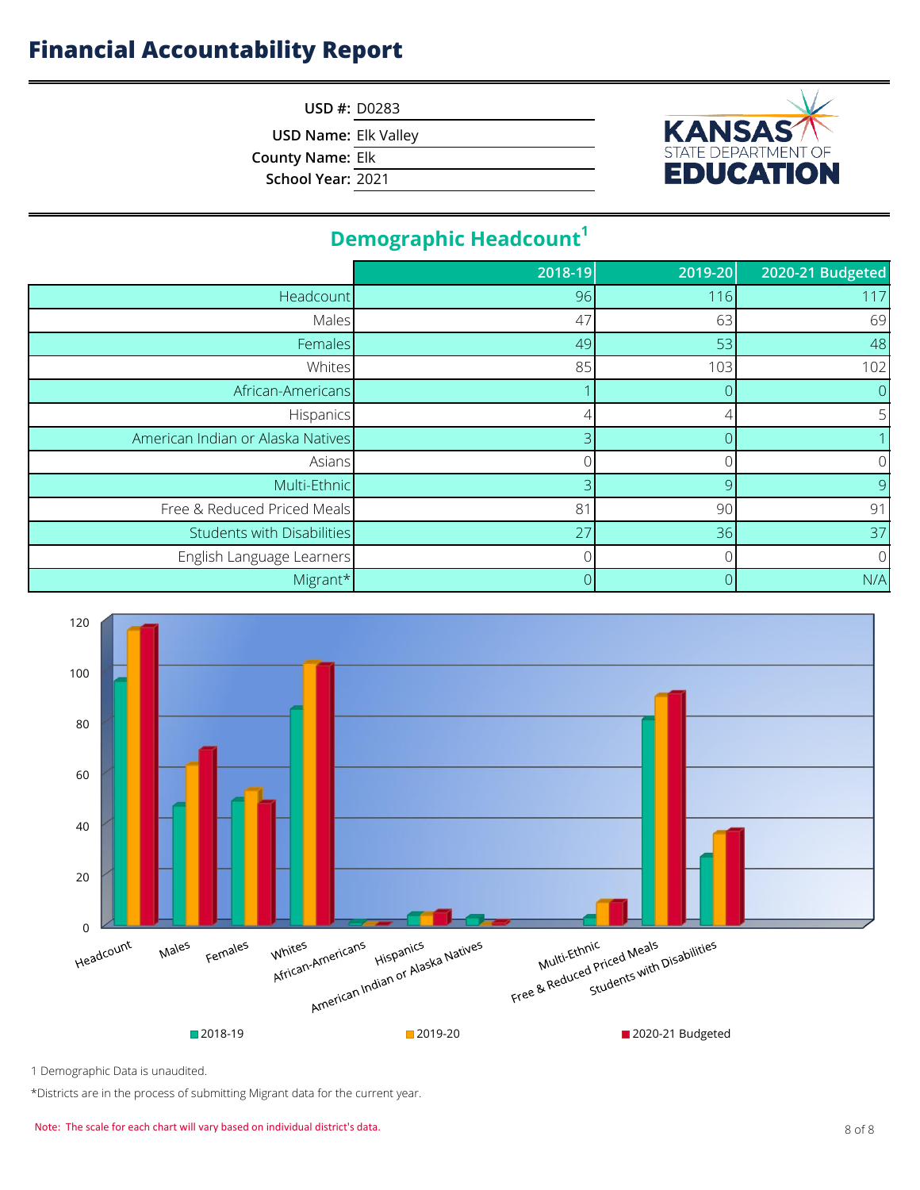# Financial Accountability Report

**USD #:** D0283
**USD Name:** Elk Valley
**County Name:** Elk
**School Year:** 2021

KANSAS STATE DEPARTMENT OF EDUCATION

## Demographic Headcount[1]

| | 2018-19 | 2019-20 | 2020-21 Budgeted |
|---|---|---|---|
| Headcount | 96 | 116 | 117 |
| Males | 47 | 63 | 69 |
| Females | 49 | 53 | 48 |
| Whites | 85 | 103 | 102 |
| African-Americans | 1 | 0 | 0 |
| Hispanics | 4 | 4 | 5 |
| American Indian or Alaska Natives | 3 | 0 | 1 |
| Asians | 0 | 0 | 0 |
| Multi-Ethnic | 3 | 9 | 9 |
| Free & Reduced Priced Meals | 81 | 90 | 91 |
| Students with Disabilities | 27 | 36 | 37 |
| English Language Learners | 0 | 0 | 0 |
| Migrant* | 0 | 0 | N/A |

120
100
80
60
40
20
0

Headcount, Males, Females, Whites, African-Americans, Hispanics, American Indian or Alaska Natives, Multi-Ethnic, Free & Reduced Priced Meals, Students with Disabilities

2018-19 | 2019-20 | 2020-21 Budgeted

1 Demographic Data is unaudited.

*Districts are in the process of submitting Migrant data for the current year.

Note: The scale for each chart will vary based on individual district's data.